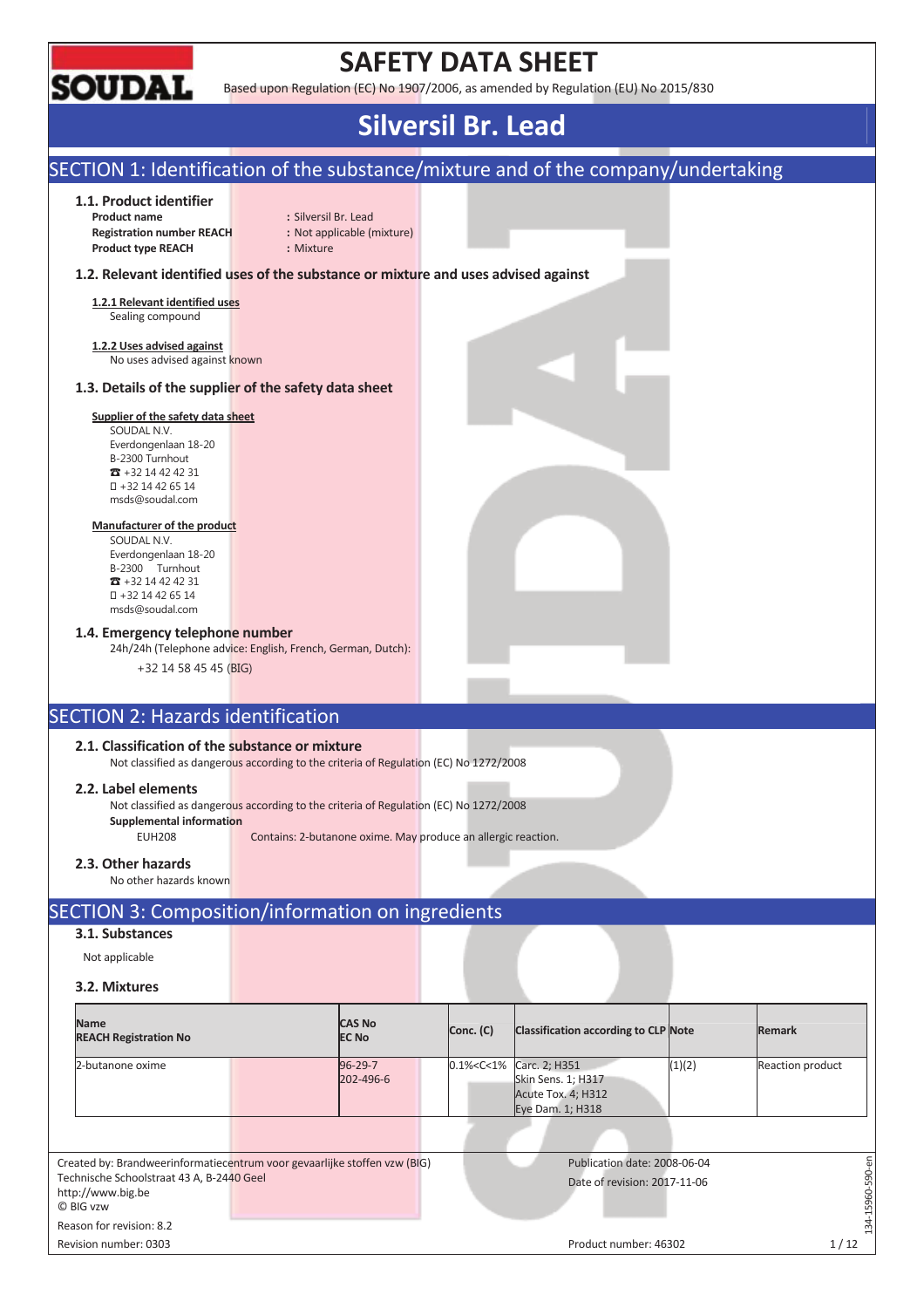# SAFETY DATA SHEET

Based upon Regulation (EC) No 1907/2006, as amended by Regulation (EU) No 2015/830

# Silversil Br. Lead

## SECTION 1: Identification of the substance/mixture and of the company/undertaking

### 1.1. Product identifier

**Product name** : Silversil Br. Lead
**Registration number REACH** : Not applicable (mixture)
**Product type REACH** : Mixture

### 1.2. Relevant identified uses of the substance or mixture and uses advised against

**1.2.1 Relevant identified uses**
Sealing compound

**1.2.2 Uses advised against**
No uses advised against known

### 1.3. Details of the supplier of the safety data sheet

**Supplier of the safety data sheet**
SOUDAL N.V.
Everdongenlaan 18-20
B-2300 Turnhout
☎ +32 14 42 42 31
 +32 14 42 65 14
msds@soudal.com

**Manufacturer of the product**
SOUDAL N.V.
Everdongenlaan 18-20
B-2300 Turnhout
☎ +32 14 42 42 31
 +32 14 42 65 14
msds@soudal.com

### 1.4. Emergency telephone number

24h/24h (Telephone advice: English, French, German, Dutch):
+32 14 58 45 45 (BIG)

## SECTION 2: Hazards identification

### 2.1. Classification of the substance or mixture

Not classified as dangerous according to the criteria of Regulation (EC) No 1272/2008

### 2.2. Label elements

Not classified as dangerous according to the criteria of Regulation (EC) No 1272/2008

**Supplemental information**

EUH208 Contains: 2-butanone oxime. May produce an allergic reaction.

### 2.3. Other hazards

No other hazards known

## SECTION 3: Composition/information on ingredients

### 3.1. Substances

Not applicable

### 3.2. Mixtures

| Name<br>REACH Registration No | CAS No<br>EC No | Conc. (C) | Classification according to CLP | Note | Remark |
|---|---|---|---|---|---|
| 2-butanone oxime | 96-29-7<br>202-496-6 | 0.1%<C<1% | Carc. 2; H351<br>Skin Sens. 1; H317<br>Acute Tox. 4; H312<br>Eye Dam. 1; H318 | (1)(2) | Reaction product |

Created by: Brandweerinformatiecentrum voor gevaarlijke stoffen vzw (BIG)
Technische Schoolstraat 43 A, B-2440 Geel
http://www.big.be
© BIG vzw
Reason for revision: 8.2
Revision number: 0303
Publication date: 2008-06-04
Date of revision: 2017-11-06
Product number: 46302
134-15960-590-en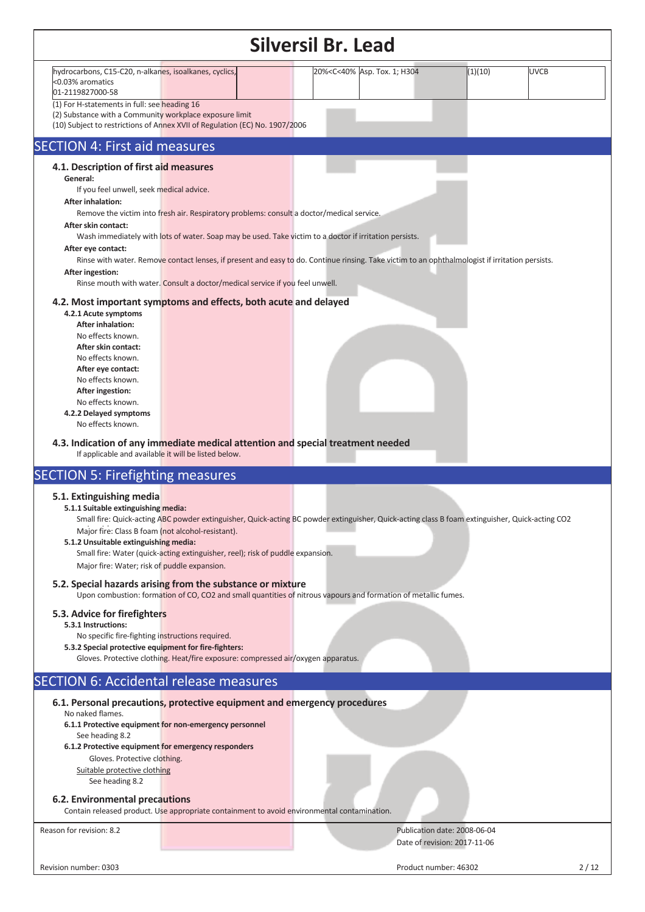| | | | | | |
|---|---|---|---|---|---|
| hydrocarbons, C15-C20, n-alkanes, isoalkanes, cyclics, <0.03% aromatics<br>01-2119827000-58 | | 20%<C<40% | Asp. Tox. 1; H304 | (1)(10) | UVCB |

(1) For H-statements in full: see heading 16
(2) Substance with a Community workplace exposure limit
(10) Subject to restrictions of Annex XVII of Regulation (EC) No. 1907/2006

# SECTION 4: First aid measures

## 4.1. Description of first aid measures

**General:**
If you feel unwell, seek medical advice.

**After inhalation:**
Remove the victim into fresh air. Respiratory problems: consult a doctor/medical service.

**After skin contact:**
Wash immediately with lots of water. Soap may be used. Take victim to a doctor if irritation persists.

**After eye contact:**
Rinse with water. Remove contact lenses, if present and easy to do. Continue rinsing. Take victim to an ophthalmologist if irritation persists.

**After ingestion:**
Rinse mouth with water. Consult a doctor/medical service if you feel unwell.

## 4.2. Most important symptoms and effects, both acute and delayed

**4.2.1 Acute symptoms**

**After inhalation:**
No effects known.

**After skin contact:**
No effects known.

**After eye contact:**
No effects known.

**After ingestion:**
No effects known.

**4.2.2 Delayed symptoms**
No effects known.

## 4.3. Indication of any immediate medical attention and special treatment needed

If applicable and available it will be listed below.

# SECTION 5: Firefighting measures

## 5.1. Extinguishing media

**5.1.1 Suitable extinguishing media:**
Small fire: Quick-acting ABC powder extinguisher, Quick-acting BC powder extinguisher, Quick-acting class B foam extinguisher, Quick-acting CO2
Major fire: Class B foam (not alcohol-resistant).

**5.1.2 Unsuitable extinguishing media:**
Small fire: Water (quick-acting extinguisher, reel); risk of puddle expansion.
Major fire: Water; risk of puddle expansion.

## 5.2. Special hazards arising from the substance or mixture

Upon combustion: formation of CO, CO2 and small quantities of nitrous vapours and formation of metallic fumes.

## 5.3. Advice for firefighters

**5.3.1 Instructions:**
No specific fire-fighting instructions required.

**5.3.2 Special protective equipment for fire-fighters:**
Gloves. Protective clothing. Heat/fire exposure: compressed air/oxygen apparatus.

# SECTION 6: Accidental release measures

## 6.1. Personal precautions, protective equipment and emergency procedures

No naked flames.

**6.1.1 Protective equipment for non-emergency personnel**
See heading 8.2

**6.1.2 Protective equipment for emergency responders**
Gloves. Protective clothing.
Suitable protective clothing
See heading 8.2

## 6.2. Environmental precautions

Contain released product. Use appropriate containment to avoid environmental contamination.

Reason for revision: 8.2

Publication date: 2008-06-04
Date of revision: 2017-11-06

Revision number: 0303

Product number: 46302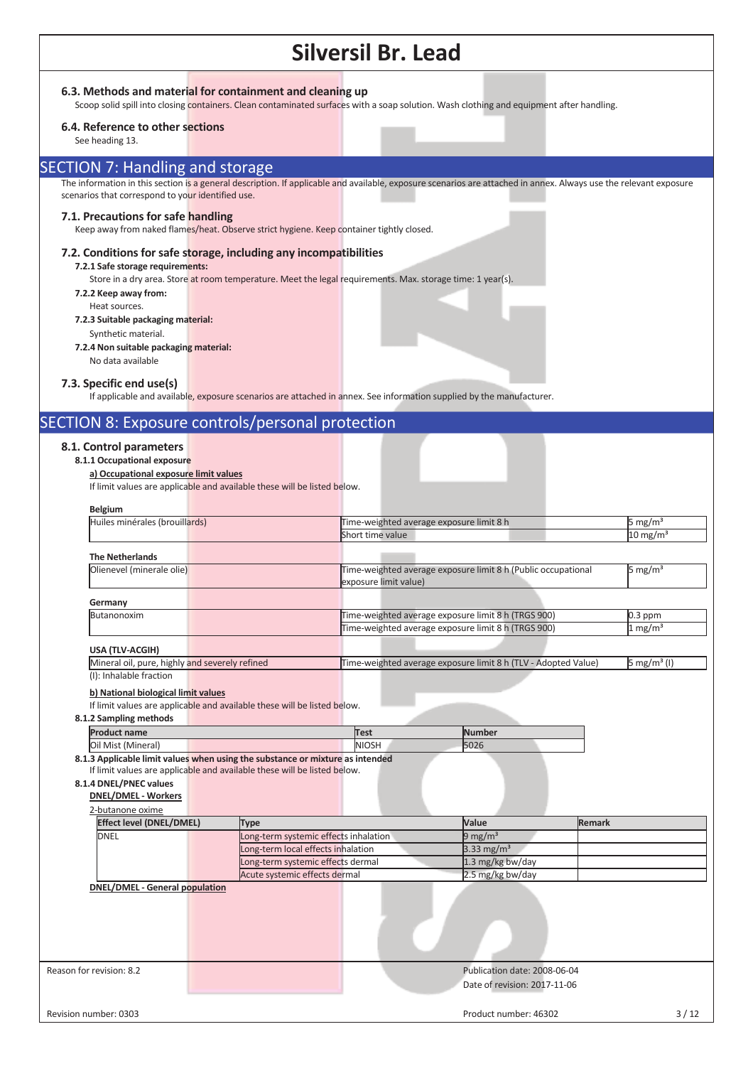#### 6.3. Methods and material for containment and cleaning up

Scoop solid spill into closing containers. Clean contaminated surfaces with a soap solution. Wash clothing and equipment after handling.

#### 6.4. Reference to other sections

See heading 13.

## SECTION 7: Handling and storage

The information in this section is a general description. If applicable and available, exposure scenarios are attached in annex. Always use the relevant exposure scenarios that correspond to your identified use.

#### 7.1. Precautions for safe handling

Keep away from naked flames/heat. Observe strict hygiene. Keep container tightly closed.

#### 7.2. Conditions for safe storage, including any incompatibilities

**7.2.1 Safe storage requirements:**

Store in a dry area. Store at room temperature. Meet the legal requirements. Max. storage time: 1 year(s).

**7.2.2 Keep away from:**

Heat sources.

**7.2.3 Suitable packaging material:**

Synthetic material.

**7.2.4 Non suitable packaging material:**

No data available

#### 7.3. Specific end use(s)

If applicable and available, exposure scenarios are attached in annex. See information supplied by the manufacturer.

## SECTION 8: Exposure controls/personal protection

#### 8.1. Control parameters

**8.1.1 Occupational exposure**

**a) Occupational exposure limit values**

If limit values are applicable and available these will be listed below.

**Belgium**

| | | |
|---|---|---|
| Huiles minérales (brouillards) | Time-weighted average exposure limit 8 h | 5 mg/m³ |
| | Short time value | 10 mg/m³ |

**The Netherlands**

| | | |
|---|---|---|
| Olienevel (minerale olie) | Time-weighted average exposure limit 8 h (Public occupational exposure limit value) | 5 mg/m³ |

**Germany**

| | | |
|---|---|---|
| Butanonoxim | Time-weighted average exposure limit 8 h (TRGS 900) | 0.3 ppm |
| | Time-weighted average exposure limit 8 h (TRGS 900) | 1 mg/m³ |

**USA (TLV-ACGIH)**

| | | |
|---|---|---|
| Mineral oil, pure, highly and severely refined | Time-weighted average exposure limit 8 h (TLV - Adopted Value) | 5 mg/m³ (I) |

(I): Inhalable fraction

**b) National biological limit values**

If limit values are applicable and available these will be listed below.

**8.1.2 Sampling methods**

| Product name | Test | Number |
|---|---|---|
| Oil Mist (Mineral) | NIOSH | 5026 |

**8.1.3 Applicable limit values when using the substance or mixture as intended**

If limit values are applicable and available these will be listed below.

**8.1.4 DNEL/PNEC values**

**DNEL/DMEL - Workers**

2-butanone oxime

| Effect level (DNEL/DMEL) | Type | Value | Remark |
|---|---|---|---|
| DNEL | Long-term systemic effects inhalation | 9 mg/m³ | |
| | Long-term local effects inhalation | 3.33 mg/m³ | |
| | Long-term systemic effects dermal | 1.3 mg/kg bw/day | |
| | Acute systemic effects dermal | 2.5 mg/kg bw/day | |

**DNEL/DMEL - General population**

Reason for revision: 8.2

Publication date: 2008-06-04

Date of revision: 2017-11-06

Revision number: 0303

Product number: 46302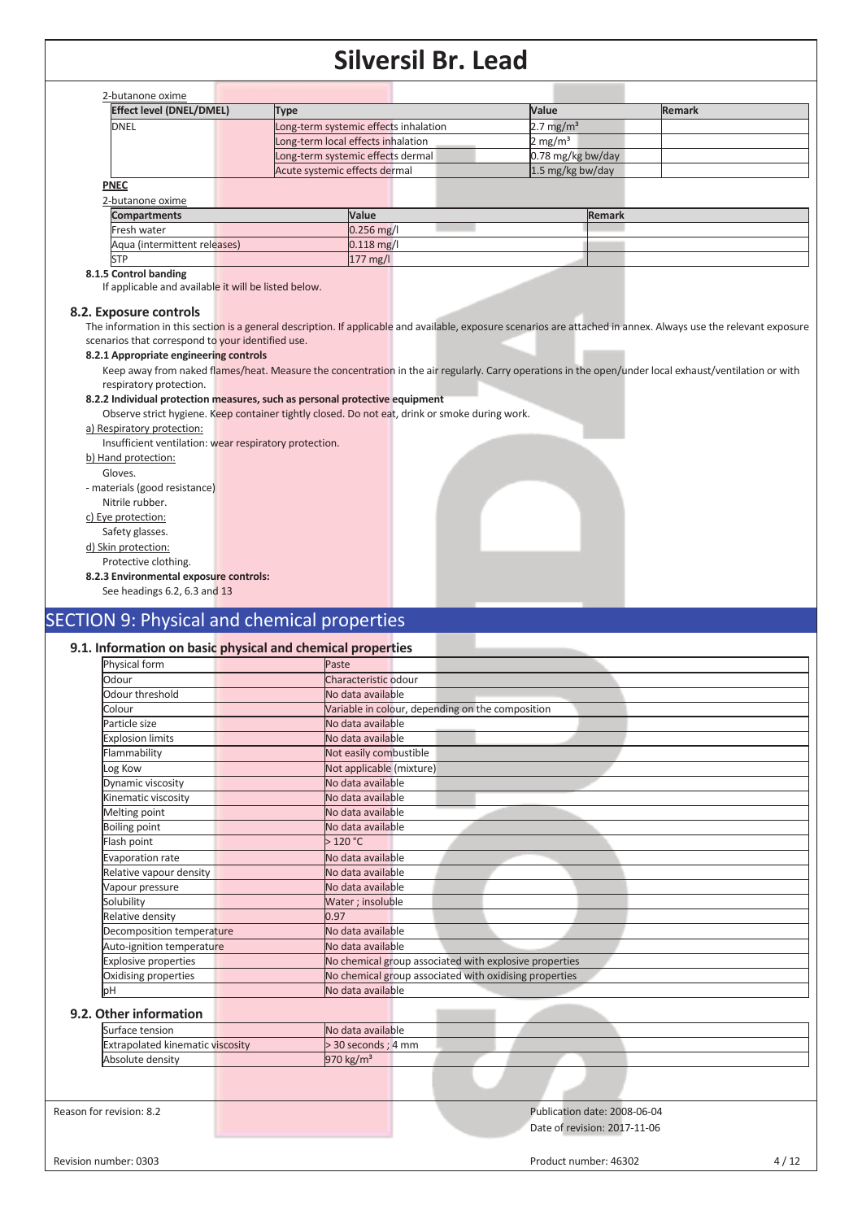2-butanone oxime

| Effect level (DNEL/DMEL) | Type | Value | Remark |
|---|---|---|---|
| DNEL | Long-term systemic effects inhalation | 2.7 mg/m³ | |
| | Long-term local effects inhalation | 2 mg/m³ | |
| | Long-term systemic effects dermal | 0.78 mg/kg bw/day | |
| | Acute systemic effects dermal | 1.5 mg/kg bw/day | |

**PNEC**

2-butanone oxime

| Compartments | Value | Remark |
|---|---|---|
| Fresh water | 0.256 mg/l | |
| Aqua (intermittent releases) | 0.118 mg/l | |
| STP | 177 mg/l | |

**8.1.5 Control banding**

If applicable and available it will be listed below.

## 8.2. Exposure controls

The information in this section is a general description. If applicable and available, exposure scenarios are attached in annex. Always use the relevant exposure scenarios that correspond to your identified use.

**8.2.1 Appropriate engineering controls**

Keep away from naked flames/heat. Measure the concentration in the air regularly. Carry operations in the open/under local exhaust/ventilation or with respiratory protection.

**8.2.2 Individual protection measures, such as personal protective equipment**

Observe strict hygiene. Keep container tightly closed. Do not eat, drink or smoke during work.

a) Respiratory protection:

Insufficient ventilation: wear respiratory protection.

b) Hand protection:

Gloves.

- materials (good resistance)

Nitrile rubber.

c) Eye protection:

Safety glasses.

d) Skin protection:

Protective clothing.

**8.2.3 Environmental exposure controls:**

See headings 6.2, 6.3 and 13

# SECTION 9: Physical and chemical properties

## 9.1. Information on basic physical and chemical properties

| | |
|---|---|
| Physical form | Paste |
| Odour | Characteristic odour |
| Odour threshold | No data available |
| Colour | Variable in colour, depending on the composition |
| Particle size | No data available |
| Explosion limits | No data available |
| Flammability | Not easily combustible |
| Log Kow | Not applicable (mixture) |
| Dynamic viscosity | No data available |
| Kinematic viscosity | No data available |
| Melting point | No data available |
| Boiling point | No data available |
| Flash point | > 120 °C |
| Evaporation rate | No data available |
| Relative vapour density | No data available |
| Vapour pressure | No data available |
| Solubility | Water ; insoluble |
| Relative density | 0.97 |
| Decomposition temperature | No data available |
| Auto-ignition temperature | No data available |
| Explosive properties | No chemical group associated with explosive properties |
| Oxidising properties | No chemical group associated with oxidising properties |
| pH | No data available |

## 9.2. Other information

| | |
|---|---|
| Surface tension | No data available |
| Extrapolated kinematic viscosity | > 30 seconds ; 4 mm |
| Absolute density | 970 kg/m³ |

Reason for revision: 8.2

Publication date: 2008-06-04

Date of revision: 2017-11-06

Revision number: 0303

Product number: 46302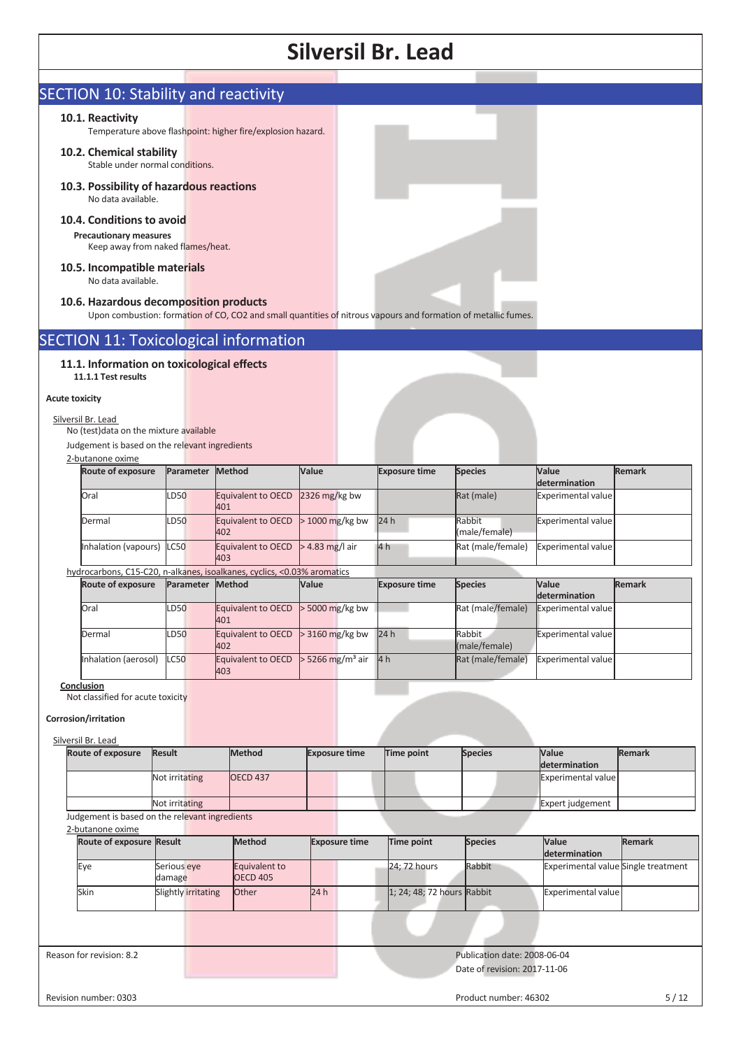# SECTION 10: Stability and reactivity

### 10.1. Reactivity

Temperature above flashpoint: higher fire/explosion hazard.

### 10.2. Chemical stability

Stable under normal conditions.

### 10.3. Possibility of hazardous reactions

No data available.

### 10.4. Conditions to avoid

**Precautionary measures**

Keep away from naked flames/heat.

### 10.5. Incompatible materials

No data available.

### 10.6. Hazardous decomposition products

Upon combustion: formation of CO, CO2 and small quantities of nitrous vapours and formation of metallic fumes.

# SECTION 11: Toxicological information

### 11.1. Information on toxicological effects

**11.1.1 Test results**

**Acute toxicity**

Silversil Br. Lead

No (test)data on the mixture available

Judgement is based on the relevant ingredients

2-butanone oxime

| Route of exposure | Parameter | Method | Value | Exposure time | Species | Value determination | Remark |
|---|---|---|---|---|---|---|---|
| Oral | LD50 | Equivalent to OECD 401 | 2326 mg/kg bw | | Rat (male) | Experimental value | |
| Dermal | LD50 | Equivalent to OECD 402 | > 1000 mg/kg bw | 24 h | Rabbit (male/female) | Experimental value | |
| Inhalation (vapours) | LC50 | Equivalent to OECD 403 | > 4.83 mg/l air | 4 h | Rat (male/female) | Experimental value | |

hydrocarbons, C15-C20, n-alkanes, isoalkanes, cyclics, <0.03% aromatics

| Route of exposure | Parameter | Method | Value | Exposure time | Species | Value determination | Remark |
|---|---|---|---|---|---|---|---|
| Oral | LD50 | Equivalent to OECD 401 | > 5000 mg/kg bw | | Rat (male/female) | Experimental value | |
| Dermal | LD50 | Equivalent to OECD 402 | > 3160 mg/kg bw | 24 h | Rabbit (male/female) | Experimental value | |
| Inhalation (aerosol) | LC50 | Equivalent to OECD 403 | > 5266 mg/m³ air | 4 h | Rat (male/female) | Experimental value | |

**Conclusion**

Not classified for acute toxicity

**Corrosion/irritation**

Silversil Br. Lead

| Route of exposure | Result | Method | Exposure time | Time point | Species | Value determination | Remark |
|---|---|---|---|---|---|---|---|
| | Not irritating | OECD 437 | | | | Experimental value | |
| | Not irritating | | | | | Expert judgement | |

Judgement is based on the relevant ingredients

2-butanone oxime

| Route of exposure | Result | Method | Exposure time | Time point | Species | Value determination | Remark |
|---|---|---|---|---|---|---|---|
| Eye | Serious eye damage | Equivalent to OECD 405 | | 24; 72 hours | Rabbit | Experimental value | Single treatment |
| Skin | Slightly irritating | Other | 24 h | 1; 24; 48; 72 hours | Rabbit | Experimental value | |

Reason for revision: 8.2

Publication date: 2008-06-04

Date of revision: 2017-11-06

Revision number: 0303

Product number: 46302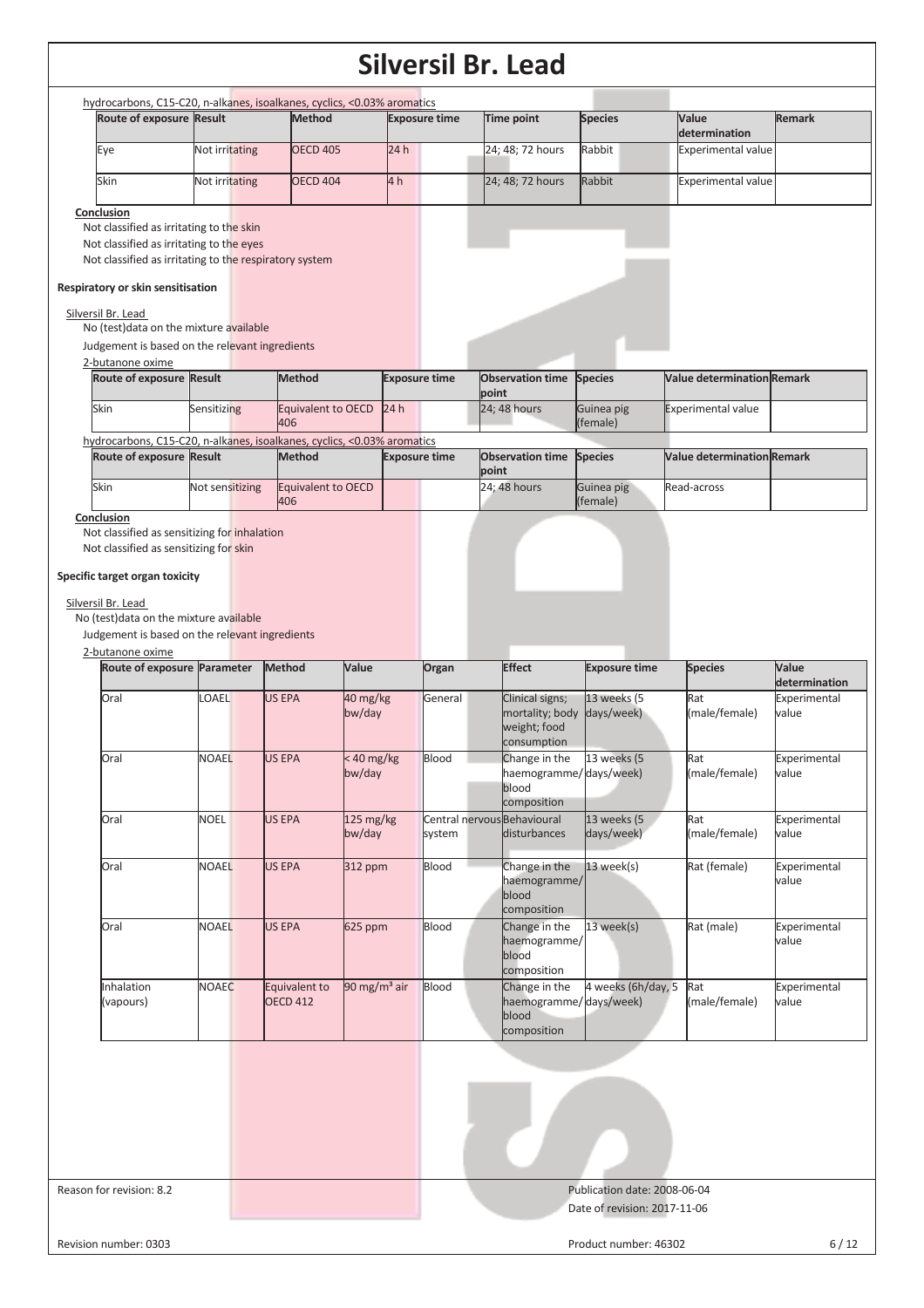hydrocarbons, C15-C20, n-alkanes, isoalkanes, cyclics, <0.03% aromatics

| Route of exposure | Result | Method | Exposure time | Time point | Species | Value determination | Remark |
|---|---|---|---|---|---|---|---|
| Eye | Not irritating | OECD 405 | 24 h | 24; 48; 72 hours | Rabbit | Experimental value | |
| Skin | Not irritating | OECD 404 | 4 h | 24; 48; 72 hours | Rabbit | Experimental value | |

**Conclusion**

Not classified as irritating to the skin

Not classified as irritating to the eyes

Not classified as irritating to the respiratory system

**Respiratory or skin sensitisation**

Silversil Br. Lead

No (test)data on the mixture available

Judgement is based on the relevant ingredients

2-butanone oxime

| Route of exposure | Result | Method | Exposure time | Observation time point | Species | Value determination | Remark |
|---|---|---|---|---|---|---|---|
| Skin | Sensitizing | Equivalent to OECD 406 | 24 h | 24; 48 hours | Guinea pig (female) | Experimental value | |

hydrocarbons, C15-C20, n-alkanes, isoalkanes, cyclics, <0.03% aromatics

| Route of exposure | Result | Method | Exposure time | Observation time point | Species | Value determination | Remark |
|---|---|---|---|---|---|---|---|
| Skin | Not sensitizing | Equivalent to OECD 406 | | 24; 48 hours | Guinea pig (female) | Read-across | |

**Conclusion**

Not classified as sensitizing for inhalation

Not classified as sensitizing for skin

**Specific target organ toxicity**

Silversil Br. Lead

No (test)data on the mixture available

Judgement is based on the relevant ingredients

2-butanone oxime

| Route of exposure | Parameter | Method | Value | Organ | Effect | Exposure time | Species | Value determination |
|---|---|---|---|---|---|---|---|---|
| Oral | LOAEL | US EPA | 40 mg/kg bw/day | General | Clinical signs; mortality; body weight; food consumption | 13 weeks (5 days/week) | Rat (male/female) | Experimental value |
| Oral | NOAEL | US EPA | < 40 mg/kg bw/day | Blood | Change in the haemogramme/ blood composition | 13 weeks (5 days/week) | Rat (male/female) | Experimental value |
| Oral | NOEL | US EPA | 125 mg/kg bw/day | Central nervous system | Behavioural disturbances | 13 weeks (5 days/week) | Rat (male/female) | Experimental value |
| Oral | NOAEL | US EPA | 312 ppm | Blood | Change in the haemogramme/ blood composition | 13 week(s) | Rat (female) | Experimental value |
| Oral | NOAEL | US EPA | 625 ppm | Blood | Change in the haemogramme/ blood composition | 13 week(s) | Rat (male) | Experimental value |
| Inhalation (vapours) | NOAEC | Equivalent to OECD 412 | 90 mg/m³ air | Blood | Change in the haemogramme/ blood composition | 4 weeks (6h/day, 5 days/week) | Rat (male/female) | Experimental value |

Reason for revision: 8.2

Publication date: 2008-06-04

Date of revision: 2017-11-06

Revision number: 0303

Product number: 46302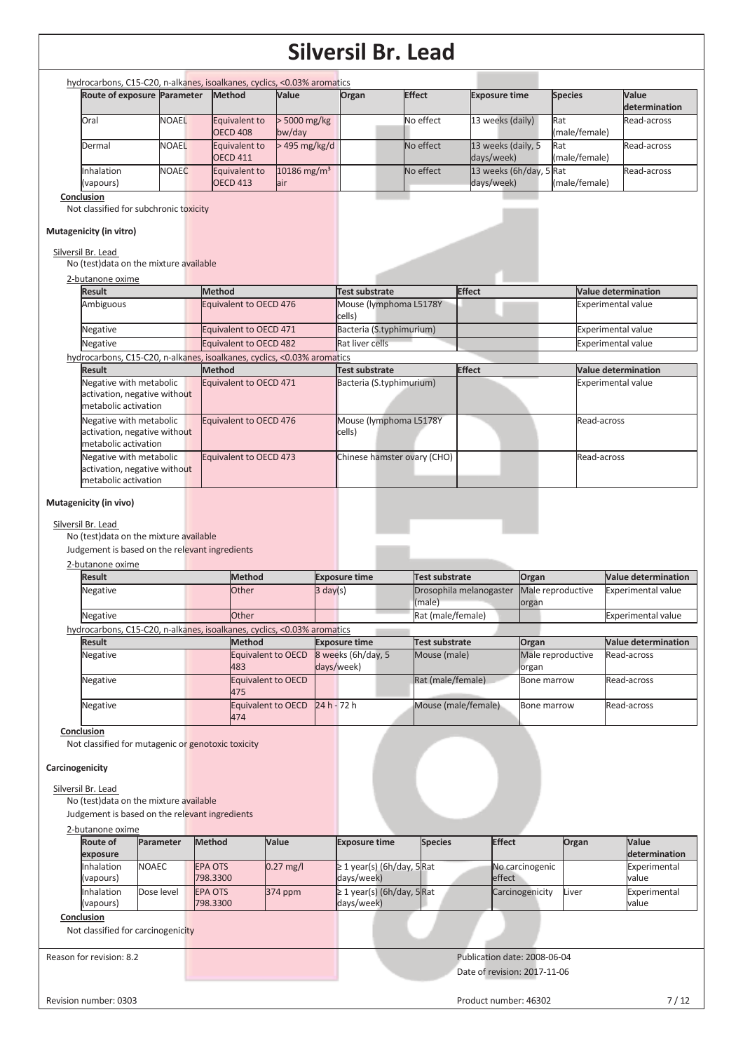hydrocarbons, C15-C20, n-alkanes, isoalkanes, cyclics, <0.03% aromatics

| Route of exposure | Parameter | Method | Value | Organ | Effect | Exposure time | Species | Value determination |
|---|---|---|---|---|---|---|---|---|
| Oral | NOAEL | Equivalent to OECD 408 | > 5000 mg/kg bw/day | | No effect | 13 weeks (daily) | Rat (male/female) | Read-across |
| Dermal | NOAEL | Equivalent to OECD 411 | > 495 mg/kg/d | | No effect | 13 weeks (daily, 5 days/week) | Rat (male/female) | Read-across |
| Inhalation (vapours) | NOAEC | Equivalent to OECD 413 | 10186 mg/m³ air | | No effect | 13 weeks (6h/day, 5 days/week) | Rat (male/female) | Read-across |

**Conclusion**

Not classified for subchronic toxicity

**Mutagenicity (in vitro)**

Silversil Br. Lead

No (test)data on the mixture available

2-butanone oxime

| Result | Method | Test substrate | Effect | Value determination |
|---|---|---|---|---|
| Ambiguous | Equivalent to OECD 476 | Mouse (lymphoma L5178Y cells) | | Experimental value |
| Negative | Equivalent to OECD 471 | Bacteria (S.typhimurium) | | Experimental value |
| Negative | Equivalent to OECD 482 | Rat liver cells | | Experimental value |

hydrocarbons, C15-C20, n-alkanes, isoalkanes, cyclics, <0.03% aromatics

| Result | Method | Test substrate | Effect | Value determination |
|---|---|---|---|---|
| Negative with metabolic activation, negative without metabolic activation | Equivalent to OECD 471 | Bacteria (S.typhimurium) | | Experimental value |
| Negative with metabolic activation, negative without metabolic activation | Equivalent to OECD 476 | Mouse (lymphoma L5178Y cells) | | Read-across |
| Negative with metabolic activation, negative without metabolic activation | Equivalent to OECD 473 | Chinese hamster ovary (CHO) | | Read-across |

**Mutagenicity (in vivo)**

Silversil Br. Lead

No (test)data on the mixture available

Judgement is based on the relevant ingredients

2-butanone oxime

| Result | Method | Exposure time | Test substrate | Organ | Value determination |
|---|---|---|---|---|---|
| Negative | Other | 3 day(s) | Drosophila melanogaster (male) | Male reproductive organ | Experimental value |
| Negative | Other | | Rat (male/female) | | Experimental value |

hydrocarbons, C15-C20, n-alkanes, isoalkanes, cyclics, <0.03% aromatics

| Result | Method | Exposure time | Test substrate | Organ | Value determination |
|---|---|---|---|---|---|
| Negative | Equivalent to OECD 483 | 8 weeks (6h/day, 5 days/week) | Mouse (male) | Male reproductive organ | Read-across |
| Negative | Equivalent to OECD 475 | | Rat (male/female) | Bone marrow | Read-across |
| Negative | Equivalent to OECD 474 | 24 h - 72 h | Mouse (male/female) | Bone marrow | Read-across |

**Conclusion**

Not classified for mutagenic or genotoxic toxicity

**Carcinogenicity**

Silversil Br. Lead

No (test)data on the mixture available

Judgement is based on the relevant ingredients

2-butanone oxime

| Route of exposure | Parameter | Method | Value | Exposure time | Species | Effect | Organ | Value determination |
|---|---|---|---|---|---|---|---|---|
| Inhalation (vapours) | NOAEC | EPA OTS 798.3300 | 0.27 mg/l | ≥ 1 year(s) (6h/day, 5 days/week) | Rat | No carcinogenic effect | | Experimental value |
| Inhalation (vapours) | Dose level | EPA OTS 798.3300 | 374 ppm | ≥ 1 year(s) (6h/day, 5 days/week) | Rat | Carcinogenicity | Liver | Experimental value |

**Conclusion**

Not classified for carcinogenicity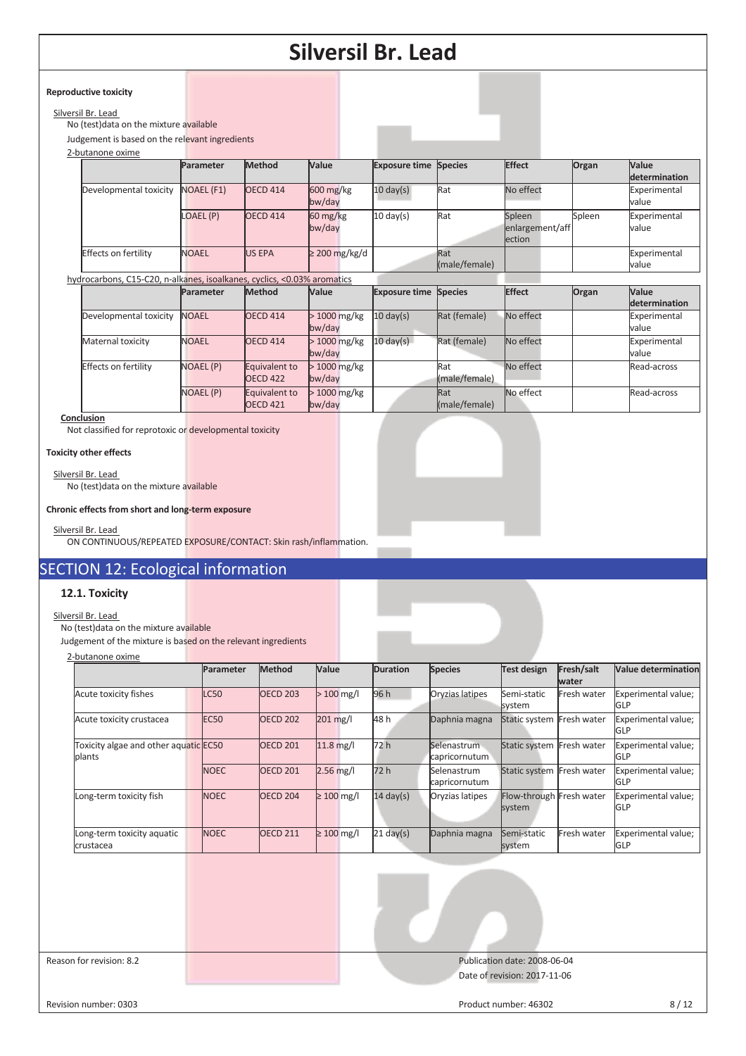**Reproductive toxicity**

Silversil Br. Lead

No (test)data on the mixture available

Judgement is based on the relevant ingredients

2-butanone oxime

| | Parameter | Method | Value | Exposure time | Species | Effect | Organ | Value determination |
|---|---|---|---|---|---|---|---|---|
| Developmental toxicity | NOAEL (F1) | OECD 414 | 600 mg/kg bw/day | 10 day(s) | Rat | No effect | | Experimental value |
| | LOAEL (P) | OECD 414 | 60 mg/kg bw/day | 10 day(s) | Rat | Spleen enlargement/affection | Spleen | Experimental value |
| Effects on fertility | NOAEL | US EPA | ≥ 200 mg/kg/d | | Rat (male/female) | | | Experimental value |

hydrocarbons, C15-C20, n-alkanes, isoalkanes, cyclics, <0.03% aromatics

| | Parameter | Method | Value | Exposure time | Species | Effect | Organ | Value determination |
|---|---|---|---|---|---|---|---|---|
| Developmental toxicity | NOAEL | OECD 414 | > 1000 mg/kg bw/day | 10 day(s) | Rat (female) | No effect | | Experimental value |
| Maternal toxicity | NOAEL | OECD 414 | > 1000 mg/kg bw/day | 10 day(s) | Rat (female) | No effect | | Experimental value |
| Effects on fertility | NOAEL (P) | Equivalent to OECD 422 | > 1000 mg/kg bw/day | | Rat (male/female) | No effect | | Read-across |
| | NOAEL (P) | Equivalent to OECD 421 | > 1000 mg/kg bw/day | | Rat (male/female) | No effect | | Read-across |

Conclusion

Not classified for reprotoxic or developmental toxicity

**Toxicity other effects**

Silversil Br. Lead

No (test)data on the mixture available

**Chronic effects from short and long-term exposure**

Silversil Br. Lead

ON CONTINUOUS/REPEATED EXPOSURE/CONTACT: Skin rash/inflammation.

# SECTION 12: Ecological information

## 12.1. Toxicity

Silversil Br. Lead

No (test)data on the mixture available

Judgement of the mixture is based on the relevant ingredients

2-butanone oxime

| | Parameter | Method | Value | Duration | Species | Test design | Fresh/salt water | Value determination |
|---|---|---|---|---|---|---|---|---|
| Acute toxicity fishes | LC50 | OECD 203 | > 100 mg/l | 96 h | Oryzias latipes | Semi-static system | Fresh water | Experimental value; GLP |
| Acute toxicity crustacea | EC50 | OECD 202 | 201 mg/l | 48 h | Daphnia magna | Static system | Fresh water | Experimental value; GLP |
| Toxicity algae and other aquatic plants | EC50 | OECD 201 | 11.8 mg/l | 72 h | Selenastrum capricornutum | Static system | Fresh water | Experimental value; GLP |
| | NOEC | OECD 201 | 2.56 mg/l | 72 h | Selenastrum capricornutum | Static system | Fresh water | Experimental value; GLP |
| Long-term toxicity fish | NOEC | OECD 204 | ≥ 100 mg/l | 14 day(s) | Oryzias latipes | Flow-through system | Fresh water | Experimental value; GLP |
| Long-term toxicity aquatic crustacea | NOEC | OECD 211 | ≥ 100 mg/l | 21 day(s) | Daphnia magna | Semi-static system | Fresh water | Experimental value; GLP |

Reason for revision: 8.2

Publication date: 2008-06-04

Date of revision: 2017-11-06

Revision number: 0303

Product number: 46302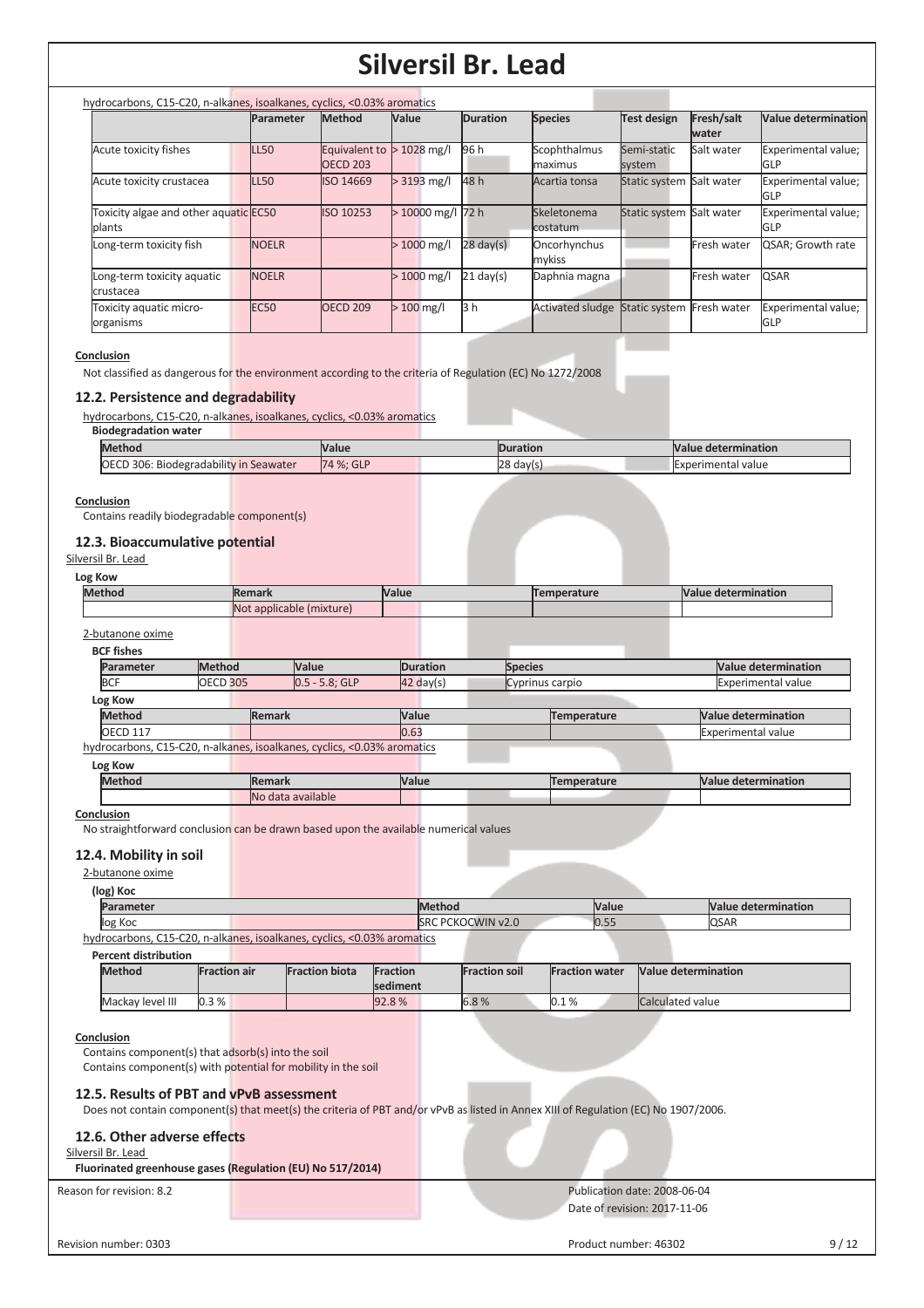hydrocarbons, C15-C20, n-alkanes, isoalkanes, cyclics, <0.03% aromatics

| | Parameter | Method | Value | Duration | Species | Test design | Fresh/salt water | Value determination |
|---|---|---|---|---|---|---|---|---|
| Acute toxicity fishes | LL50 | Equivalent to OECD 203 | > 1028 mg/l | 96 h | Scophthalmus maximus | Semi-static system | Salt water | Experimental value; GLP |
| Acute toxicity crustacea | LL50 | ISO 14669 | > 3193 mg/l | 48 h | Acartia tonsa | Static system | Salt water | Experimental value; GLP |
| Toxicity algae and other aquatic plants | EC50 | ISO 10253 | > 10000 mg/l | 72 h | Skeletonema costatum | Static system | Salt water | Experimental value; GLP |
| Long-term toxicity fish | NOELR | | > 1000 mg/l | 28 day(s) | Oncorhynchus mykiss | | Fresh water | QSAR; Growth rate |
| Long-term toxicity aquatic crustacea | NOELR | | > 1000 mg/l | 21 day(s) | Daphnia magna | | Fresh water | QSAR |
| Toxicity aquatic micro-organisms | EC50 | OECD 209 | > 100 mg/l | 3 h | Activated sludge | Static system | Fresh water | Experimental value; GLP |

**Conclusion**

Not classified as dangerous for the environment according to the criteria of Regulation (EC) No 1272/2008

## 12.2. Persistence and degradability

hydrocarbons, C15-C20, n-alkanes, isoalkanes, cyclics, <0.03% aromatics

**Biodegradation water**

| Method | Value | Duration | Value determination |
|---|---|---|---|
| OECD 306: Biodegradability in Seawater | 74 %; GLP | 28 day(s) | Experimental value |

**Conclusion**

Contains readily biodegradable component(s)

## 12.3. Bioaccumulative potential

Silversil Br. Lead

**Log Kow**

| Method | Remark | Value | Temperature | Value determination |
|---|---|---|---|---|
| | Not applicable (mixture) | | | |

2-butanone oxime

**BCF fishes**

| Parameter | Method | Value | Duration | Species | Value determination |
|---|---|---|---|---|---|
| BCF | OECD 305 | 0.5 - 5.8; GLP | 42 day(s) | Cyprinus carpio | Experimental value |

**Log Kow**

| Method | Remark | Value | Temperature | Value determination |
|---|---|---|---|---|
| OECD 117 | | 0.63 | | Experimental value |

hydrocarbons, C15-C20, n-alkanes, isoalkanes, cyclics, <0.03% aromatics

**Log Kow**

| Method | Remark | Value | Temperature | Value determination |
|---|---|---|---|---|
| | No data available | | | |

**Conclusion**

No straightforward conclusion can be drawn based upon the available numerical values

## 12.4. Mobility in soil

2-butanone oxime

**(log) Koc**

| Parameter | Method | Value | Value determination |
|---|---|---|---|
| log Koc | SRC PCKOCWIN v2.0 | 0.55 | QSAR |

hydrocarbons, C15-C20, n-alkanes, isoalkanes, cyclics, <0.03% aromatics

**Percent distribution**

| Method | Fraction air | Fraction biota | Fraction sediment | Fraction soil | Fraction water | Value determination |
|---|---|---|---|---|---|---|
| Mackay level III | 0.3 % | | 92.8 % | 6.8 % | 0.1 % | Calculated value |

**Conclusion**

Contains component(s) that adsorb(s) into the soil

Contains component(s) with potential for mobility in the soil

## 12.5. Results of PBT and vPvB assessment

Does not contain component(s) that meet(s) the criteria of PBT and/or vPvB as listed in Annex XIII of Regulation (EC) No 1907/2006.

## 12.6. Other adverse effects

Silversil Br. Lead

**Fluorinated greenhouse gases (Regulation (EU) No 517/2014)**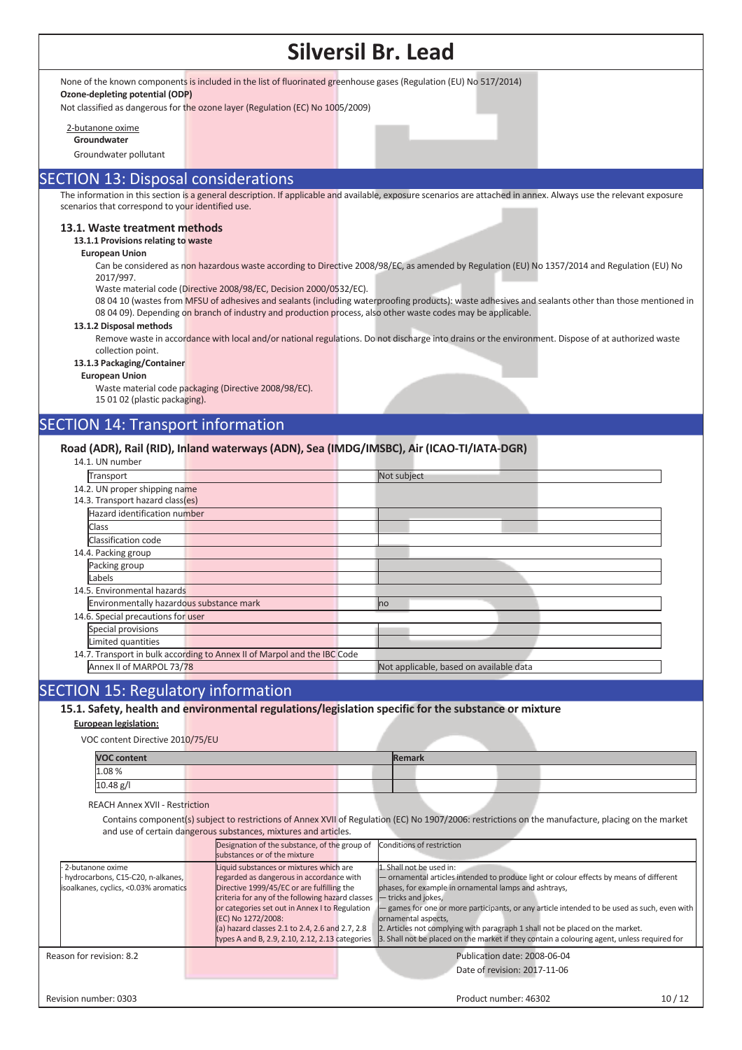None of the known components is included in the list of fluorinated greenhouse gases (Regulation (EU) No 517/2014)

**Ozone-depleting potential (ODP)**

Not classified as dangerous for the ozone layer (Regulation (EC) No 1005/2009)

2-butanone oxime

**Groundwater**

Groundwater pollutant

## SECTION 13: Disposal considerations

The information in this section is a general description. If applicable and available, exposure scenarios are attached in annex. Always use the relevant exposure scenarios that correspond to your identified use.

### 13.1. Waste treatment methods

**13.1.1 Provisions relating to waste**

**European Union**

Can be considered as non hazardous waste according to Directive 2008/98/EC, as amended by Regulation (EU) No 1357/2014 and Regulation (EU) No 2017/997.

Waste material code (Directive 2008/98/EC, Decision 2000/0532/EC).

08 04 10 (wastes from MFSU of adhesives and sealants (including waterproofing products): waste adhesives and sealants other than those mentioned in 08 04 09). Depending on branch of industry and production process, also other waste codes may be applicable.

**13.1.2 Disposal methods**

Remove waste in accordance with local and/or national regulations. Do not discharge into drains or the environment. Dispose of at authorized waste collection point.

**13.1.3 Packaging/Container**

**European Union**

Waste material code packaging (Directive 2008/98/EC).

15 01 02 (plastic packaging).

## SECTION 14: Transport information

### Road (ADR), Rail (RID), Inland waterways (ADN), Sea (IMDG/IMSBC), Air (ICAO-TI/IATA-DGR)

14.1. UN number

| | |
|---|---|
| Transport | Not subject |

14.2. UN proper shipping name

14.3. Transport hazard class(es)

| | |
|---|---|
| Hazard identification number | |
| Class | |
| Classification code | |

14.4. Packing group

| | |
|---|---|
| Packing group | |
| Labels | |

14.5. Environmental hazards

| | |
|---|---|
| Environmentally hazardous substance mark | no |

14.6. Special precautions for user

| | |
|---|---|
| Special provisions | |
| Limited quantities | |

14.7. Transport in bulk according to Annex II of Marpol and the IBC Code

| | |
|---|---|
| Annex II of MARPOL 73/78 | Not applicable, based on available data |

## SECTION 15: Regulatory information

### 15.1. Safety, health and environmental regulations/legislation specific for the substance or mixture

**European legislation:**

VOC content Directive 2010/75/EU

| VOC content | Remark |
|---|---|
| 1.08 % | |
| 10.48 g/l | |

REACH Annex XVII - Restriction

Contains component(s) subject to restrictions of Annex XVII of Regulation (EC) No 1907/2006: restrictions on the manufacture, placing on the market and use of certain dangerous substances, mixtures and articles.

| | Designation of the substance, of the group of substances or of the mixture | Conditions of restriction |
|---|---|---|
| · 2-butanone oxime<br>· hydrocarbons, C15-C20, n-alkanes, isoalkanes, cyclics, <0.03% aromatics | Liquid substances or mixtures which are regarded as dangerous in accordance with Directive 1999/45/EC or are fulfilling the criteria for any of the following hazard classes or categories set out in Annex I to Regulation (EC) No 1272/2008:<br>(a) hazard classes 2.1 to 2.4, 2.6 and 2.7, 2.8 types A and B, 2.9, 2.10, 2.12, 2.13 categories | 1. Shall not be used in:<br>— ornamental articles intended to produce light or colour effects by means of different phases, for example in ornamental lamps and ashtrays,<br>— tricks and jokes,<br>— games for one or more participants, or any article intended to be used as such, even with ornamental aspects,<br>2. Articles not complying with paragraph 1 shall not be placed on the market.<br>3. Shall not be placed on the market if they contain a colouring agent, unless required for |

Reason for revision: 8.2

Publication date: 2008-06-04

Date of revision: 2017-11-06

Revision number: 0303

Product number: 46302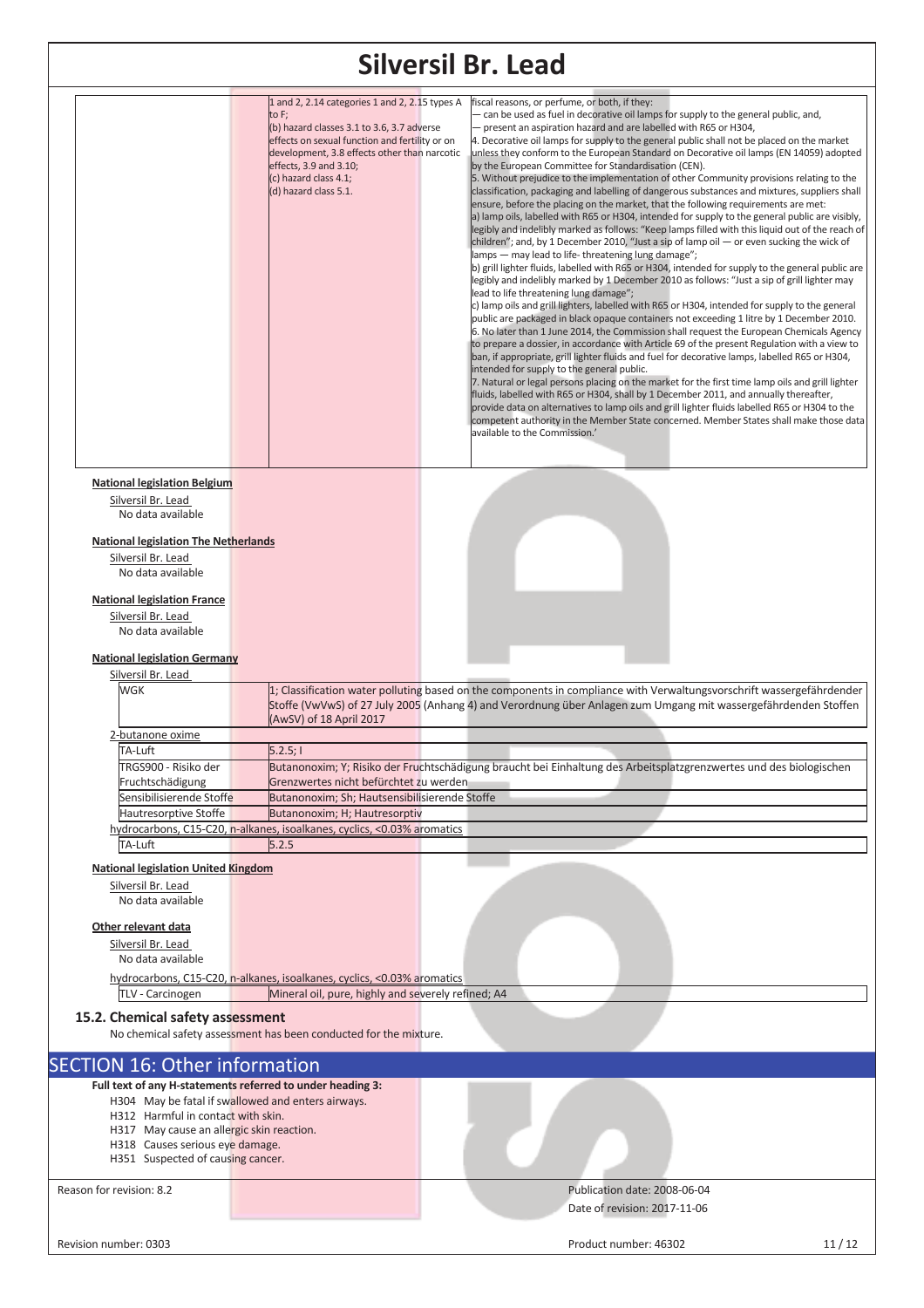| | | |
|---|---|---|
| | 1 and 2, 2.14 categories 1 and 2, 2.15 types A to F;<br>(b) hazard classes 3.1 to 3.6, 3.7 adverse effects on sexual function and fertility or on development, 3.8 effects other than narcotic effects, 3.9 and 3.10;<br>(c) hazard class 4.1;<br>(d) hazard class 5.1. | fiscal reasons, or perfume, or both, if they:<br>— can be used as fuel in decorative oil lamps for supply to the general public, and,<br>— present an aspiration hazard and are labelled with R65 or H304,<br>4. Decorative oil lamps for supply to the general public shall not be placed on the market unless they conform to the European Standard on Decorative oil lamps (EN 14059) adopted by the European Committee for Standardisation (CEN).<br>5. Without prejudice to the implementation of other Community provisions relating to the classification, packaging and labelling of dangerous substances and mixtures, suppliers shall ensure, before the placing on the market, that the following requirements are met:<br>a) lamp oils, labelled with R65 or H304, intended for supply to the general public are visibly, legibly and indelibly marked as follows: "Keep lamps filled with this liquid out of the reach of children"; and, by 1 December 2010, "Just a sip of lamp oil — or even sucking the wick of lamps — may lead to life- threatening lung damage";<br>b) grill lighter fluids, labelled with R65 or H304, intended for supply to the general public are legibly and indelibly marked by 1 December 2010 as follows: "Just a sip of grill lighter may lead to life threatening lung damage";<br>c) lamp oils and grill lighters, labelled with R65 or H304, intended for supply to the general public are packaged in black opaque containers not exceeding 1 litre by 1 December 2010.<br>6. No later than 1 June 2014, the Commission shall request the European Chemicals Agency to prepare a dossier, in accordance with Article 69 of the present Regulation with a view to ban, if appropriate, grill lighter fluids and fuel for decorative lamps, labelled R65 or H304, intended for supply to the general public.<br>7. Natural or legal persons placing on the market for the first time lamp oils and grill lighter fluids, labelled with R65 or H304, shall by 1 December 2011, and annually thereafter, provide data on alternatives to lamp oils and grill lighter fluids labelled R65 or H304 to the competent authority in the Member State concerned. Member States shall make those data available to the Commission.' |

**National legislation Belgium**

Silversil Br. Lead

No data available

**National legislation The Netherlands**

Silversil Br. Lead

No data available

**National legislation France**

Silversil Br. Lead

No data available

**National legislation Germany**

Silversil Br. Lead

| | |
|---|---|
| WGK | 1; Classification water polluting based on the components in compliance with Verwaltungsvorschrift wassergefährdender Stoffe (VwVwS) of 27 July 2005 (Anhang 4) and Verordnung über Anlagen zum Umgang mit wassergefährdenden Stoffen (AwSV) of 18 April 2017 |

2-butanone oxime

| | |
|---|---|
| TA-Luft | 5.2.5; I |
| TRGS900 - Risiko der Fruchtschädigung | Butanonoxim; Y; Risiko der Fruchtschädigung braucht bei Einhaltung des Arbeitsplatzgrenzwertes und des biologischen Grenzwertes nicht befürchtet zu werden |
| Sensibilisierende Stoffe | Butanonoxim; Sh; Hautsensibilisierende Stoffe |
| Hautresorptive Stoffe | Butanonoxim; H; Hautresorptiv |

hydrocarbons, C15-C20, n-alkanes, isoalkanes, cyclics, <0.03% aromatics

| | |
|---|---|
| TA-Luft | 5.2.5 |

**National legislation United Kingdom**

Silversil Br. Lead

No data available

**Other relevant data**

Silversil Br. Lead

No data available

hydrocarbons, C15-C20, n-alkanes, isoalkanes, cyclics, <0.03% aromatics

| | |
|---|---|
| TLV - Carcinogen | Mineral oil, pure, highly and severely refined; A4 |

### 15.2. Chemical safety assessment

No chemical safety assessment has been conducted for the mixture.

## SECTION 16: Other information

**Full text of any H-statements referred to under heading 3:**

H304 May be fatal if swallowed and enters airways.
H312 Harmful in contact with skin.
H317 May cause an allergic skin reaction.
H318 Causes serious eye damage.
H351 Suspected of causing cancer.

Reason for revision: 8.2

Publication date: 2008-06-04

Date of revision: 2017-11-06

Revision number: 0303

Product number: 46302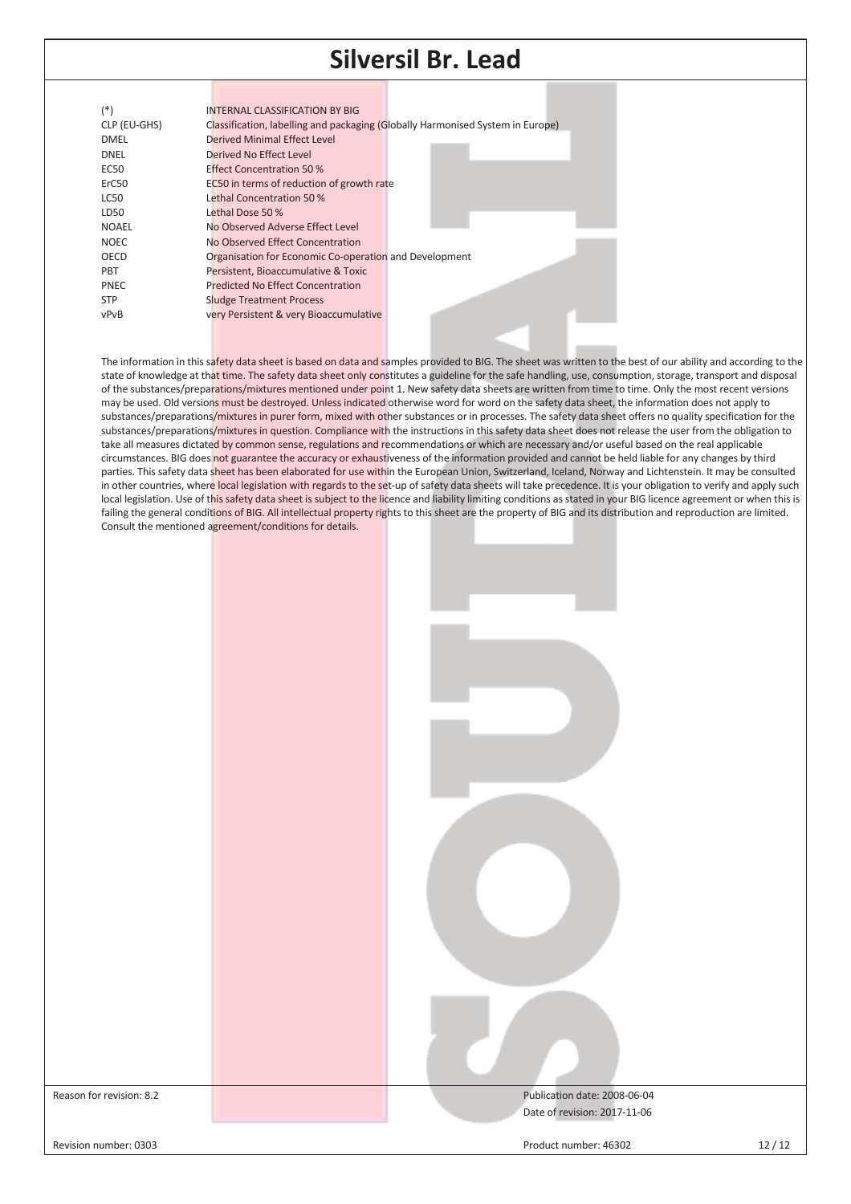| | |
|---|---|
| (*) | INTERNAL CLASSIFICATION BY BIG |
| CLP (EU-GHS) | Classification, labelling and packaging (Globally Harmonised System in Europe) |
| DMEL | Derived Minimal Effect Level |
| DNEL | Derived No Effect Level |
| EC50 | Effect Concentration 50 % |
| ErC50 | EC50 in terms of reduction of growth rate |
| LC50 | Lethal Concentration 50 % |
| LD50 | Lethal Dose 50 % |
| NOAEL | No Observed Adverse Effect Level |
| NOEC | No Observed Effect Concentration |
| OECD | Organisation for Economic Co-operation and Development |
| PBT | Persistent, Bioaccumulative & Toxic |
| PNEC | Predicted No Effect Concentration |
| STP | Sludge Treatment Process |
| vPvB | very Persistent & very Bioaccumulative |

The information in this safety data sheet is based on data and samples provided to BIG. The sheet was written to the best of our ability and according to the state of knowledge at that time. The safety data sheet only constitutes a guideline for the safe handling, use, consumption, storage, transport and disposal of the substances/preparations/mixtures mentioned under point 1. New safety data sheets are written from time to time. Only the most recent versions may be used. Old versions must be destroyed. Unless indicated otherwise word for word on the safety data sheet, the information does not apply to substances/preparations/mixtures in purer form, mixed with other substances or in processes. The safety data sheet offers no quality specification for the substances/preparations/mixtures in question. Compliance with the instructions in this safety data sheet does not release the user from the obligation to take all measures dictated by common sense, regulations and recommendations or which are necessary and/or useful based on the real applicable circumstances. BIG does not guarantee the accuracy or exhaustiveness of the information provided and cannot be held liable for any changes by third parties. This safety data sheet has been elaborated for use within the European Union, Switzerland, Iceland, Norway and Lichtenstein. It may be consulted in other countries, where local legislation with regards to the set-up of safety data sheets will take precedence. It is your obligation to verify and apply such local legislation. Use of this safety data sheet is subject to the licence and liability limiting conditions as stated in your BIG licence agreement or when this is failing the general conditions of BIG. All intellectual property rights to this sheet are the property of BIG and its distribution and reproduction are limited. Consult the mentioned agreement/conditions for details.